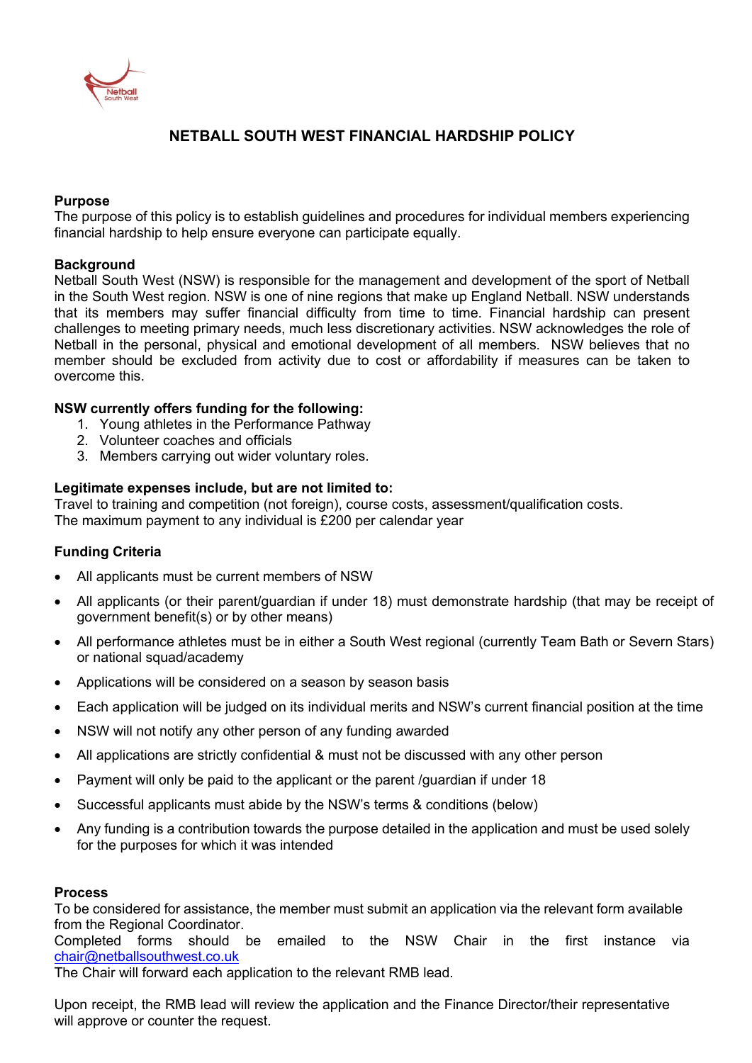# NETBALL SOUTH WEST FINANCIAL HARDSHIP POLICY

**Purpose**
The purpose of this policy is to establish guidelines and procedures for individual members experiencing financial hardship to help ensure everyone can participate equally.

**Background**
Netball South West (NSW) is responsible for the management and development of the sport of Netball in the South West region. NSW is one of nine regions that make up England Netball. NSW understands that its members may suffer financial difficulty from time to time. Financial hardship can present challenges to meeting primary needs, much less discretionary activities. NSW acknowledges the role of Netball in the personal, physical and emotional development of all members. NSW believes that no member should be excluded from activity due to cost or affordability if measures can be taken to overcome this.

**NSW currently offers funding for the following:**

1. Young athletes in the Performance Pathway
2. Volunteer coaches and officials
3. Members carrying out wider voluntary roles.

**Legitimate expenses include, but are not limited to:**
Travel to training and competition (not foreign), course costs, assessment/qualification costs.
The maximum payment to any individual is £200 per calendar year

**Funding Criteria**

- All applicants must be current members of NSW
- All applicants (or their parent/guardian if under 18) must demonstrate hardship (that may be receipt of government benefit(s) or by other means)
- All performance athletes must be in either a South West regional (currently Team Bath or Severn Stars) or national squad/academy
- Applications will be considered on a season by season basis
- Each application will be judged on its individual merits and NSW's current financial position at the time
- NSW will not notify any other person of any funding awarded
- All applications are strictly confidential & must not be discussed with any other person
- Payment will only be paid to the applicant or the parent /guardian if under 18
- Successful applicants must abide by the NSW's terms & conditions (below)
- Any funding is a contribution towards the purpose detailed in the application and must be used solely for the purposes for which it was intended

**Process**
To be considered for assistance, the member must submit an application via the relevant form available from the Regional Coordinator.
Completed forms should be emailed to the NSW Chair in the first instance via chair@netballsouthwest.co.uk
The Chair will forward each application to the relevant RMB lead.

Upon receipt, the RMB lead will review the application and the Finance Director/their representative will approve or counter the request.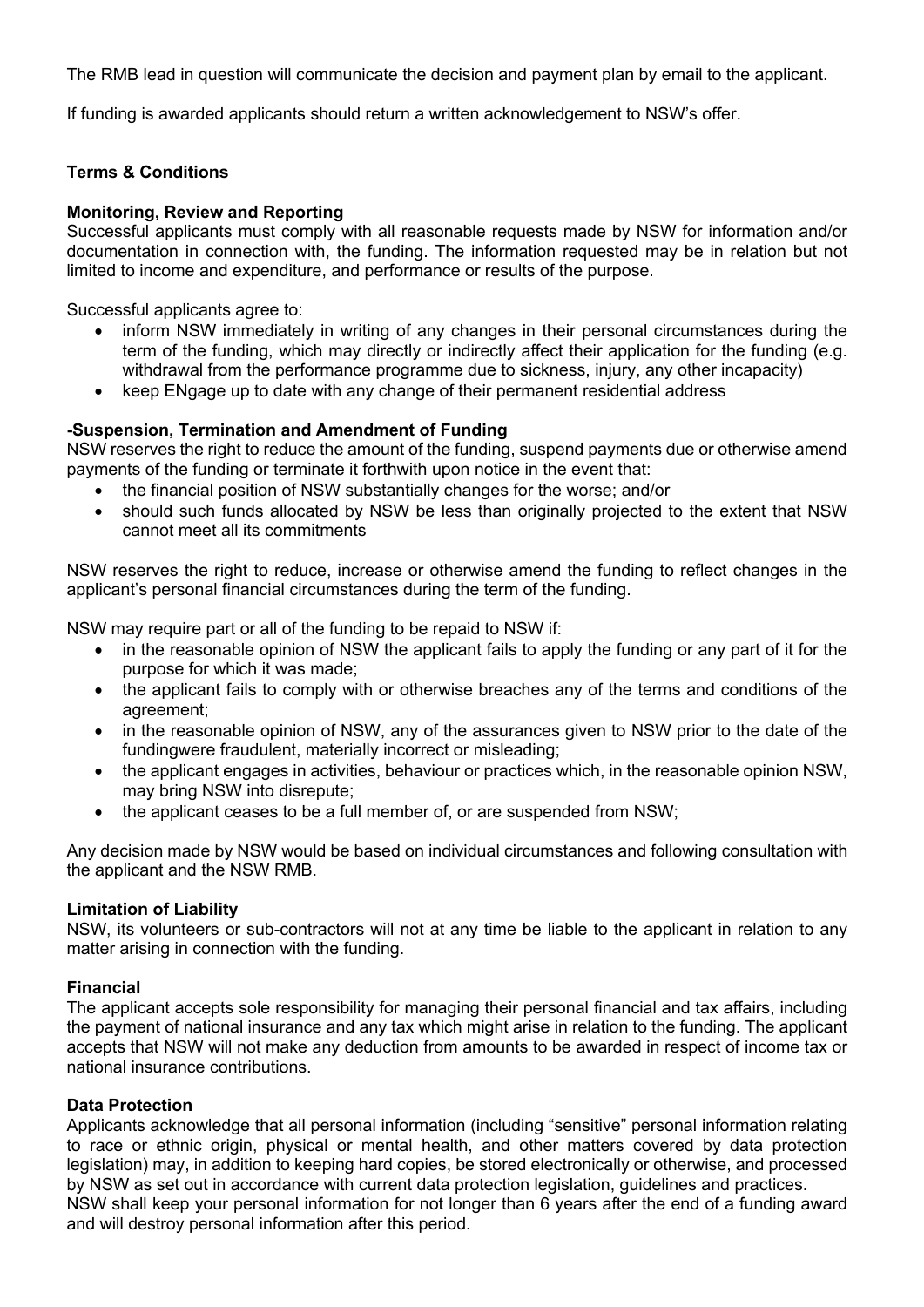The RMB lead in question will communicate the decision and payment plan by email to the applicant.

If funding is awarded applicants should return a written acknowledgement to NSW's offer.

**Terms & Conditions**

**Monitoring, Review and Reporting**
Successful applicants must comply with all reasonable requests made by NSW for information and/or documentation in connection with, the funding. The information requested may be in relation but not limited to income and expenditure, and performance or results of the purpose.

Successful applicants agree to:

- inform NSW immediately in writing of any changes in their personal circumstances during the term of the funding, which may directly or indirectly affect their application for the funding (e.g. withdrawal from the performance programme due to sickness, injury, any other incapacity)
- keep ENgage up to date with any change of their permanent residential address

**-Suspension, Termination and Amendment of Funding**
NSW reserves the right to reduce the amount of the funding, suspend payments due or otherwise amend payments of the funding or terminate it forthwith upon notice in the event that:

- the financial position of NSW substantially changes for the worse; and/or
- should such funds allocated by NSW be less than originally projected to the extent that NSW cannot meet all its commitments

NSW reserves the right to reduce, increase or otherwise amend the funding to reflect changes in the applicant's personal financial circumstances during the term of the funding.

NSW may require part or all of the funding to be repaid to NSW if:

- in the reasonable opinion of NSW the applicant fails to apply the funding or any part of it for the purpose for which it was made;
- the applicant fails to comply with or otherwise breaches any of the terms and conditions of the agreement;
- in the reasonable opinion of NSW, any of the assurances given to NSW prior to the date of the fundingwere fraudulent, materially incorrect or misleading;
- the applicant engages in activities, behaviour or practices which, in the reasonable opinion NSW, may bring NSW into disrepute;
- the applicant ceases to be a full member of, or are suspended from NSW;

Any decision made by NSW would be based on individual circumstances and following consultation with the applicant and the NSW RMB.

**Limitation of Liability**
NSW, its volunteers or sub-contractors will not at any time be liable to the applicant in relation to any matter arising in connection with the funding.

**Financial**
The applicant accepts sole responsibility for managing their personal financial and tax affairs, including the payment of national insurance and any tax which might arise in relation to the funding. The applicant accepts that NSW will not make any deduction from amounts to be awarded in respect of income tax or national insurance contributions.

**Data Protection**
Applicants acknowledge that all personal information (including "sensitive" personal information relating to race or ethnic origin, physical or mental health, and other matters covered by data protection legislation) may, in addition to keeping hard copies, be stored electronically or otherwise, and processed by NSW as set out in accordance with current data protection legislation, guidelines and practices.
NSW shall keep your personal information for not longer than 6 years after the end of a funding award and will destroy personal information after this period.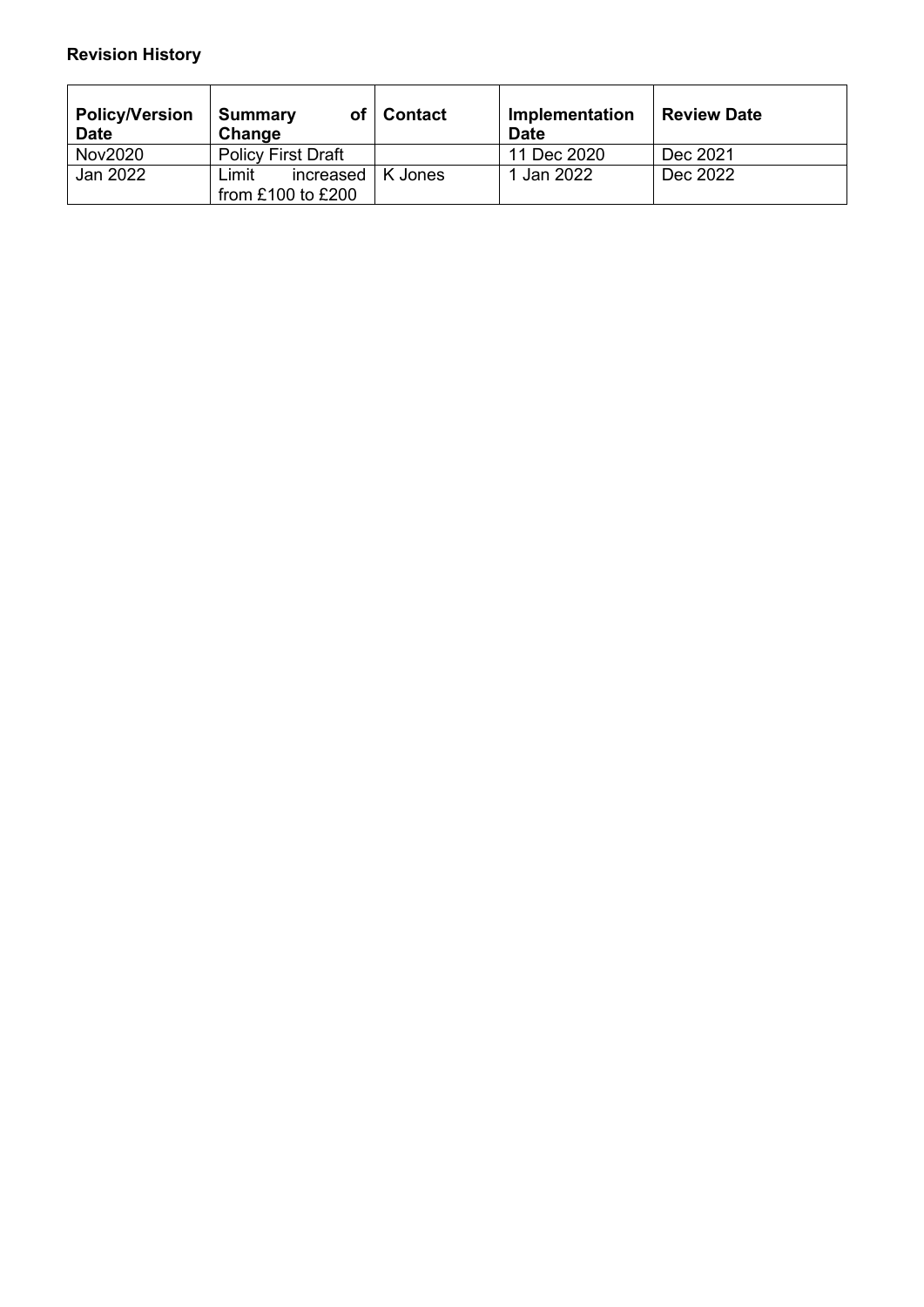**Revision History**

| Policy/Version Date | Summary of Change | Contact | Implementation Date | Review Date |
|---|---|---|---|---|
| Nov2020 | Policy First Draft | | 11 Dec 2020 | Dec 2021 |
| Jan 2022 | Limit increased from £100 to £200 | K Jones | 1 Jan 2022 | Dec 2022 |